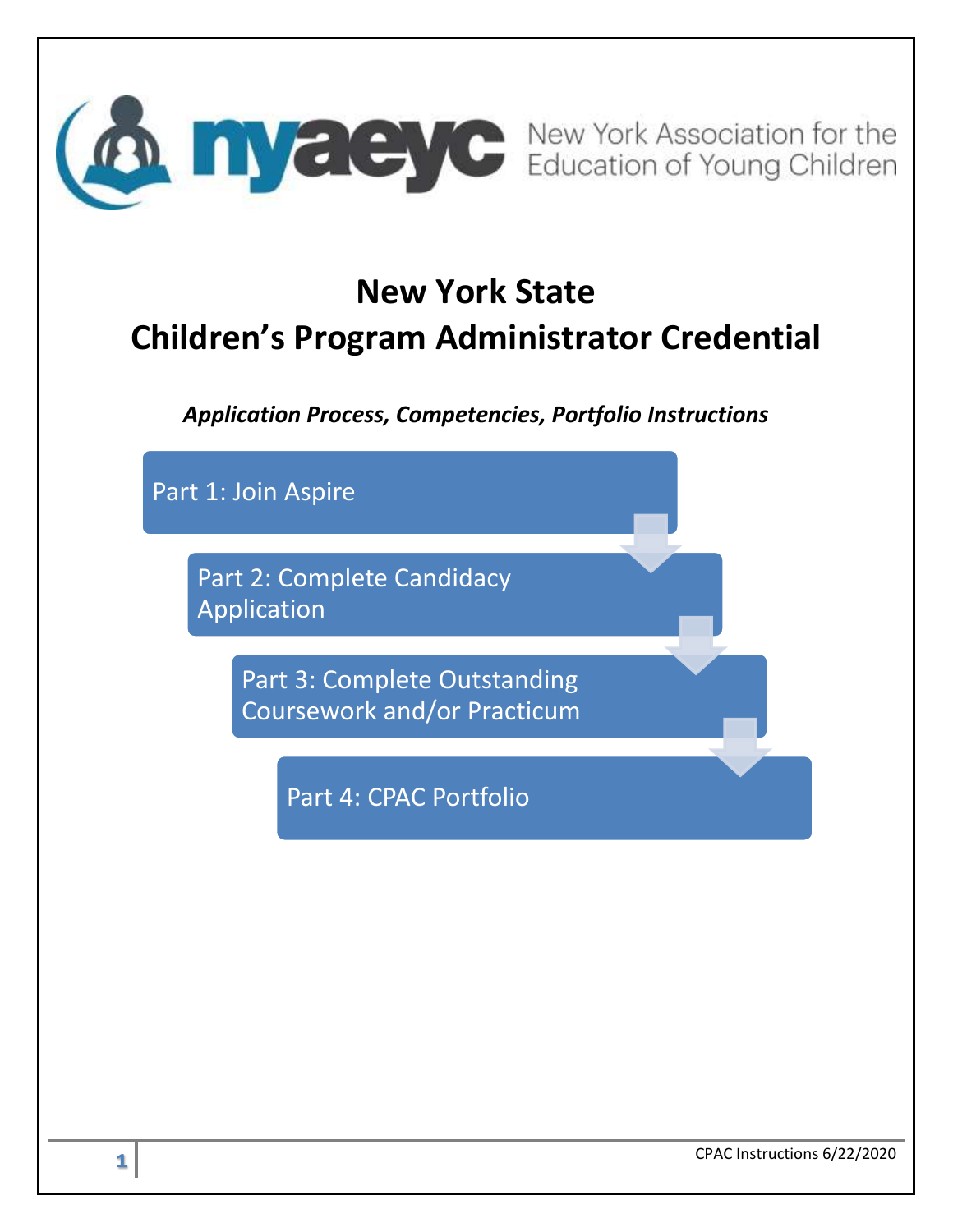nyaeyc New York Association for the Education of Young Children

# New York State
# Children's Program Administrator Credential

***Application Process, Competencies, Portfolio Instructions***

Part 1: Join Aspire

Part 2: Complete Candidacy Application

Part 3: Complete Outstanding Coursework and/or Practicum

Part 4: CPAC Portfolio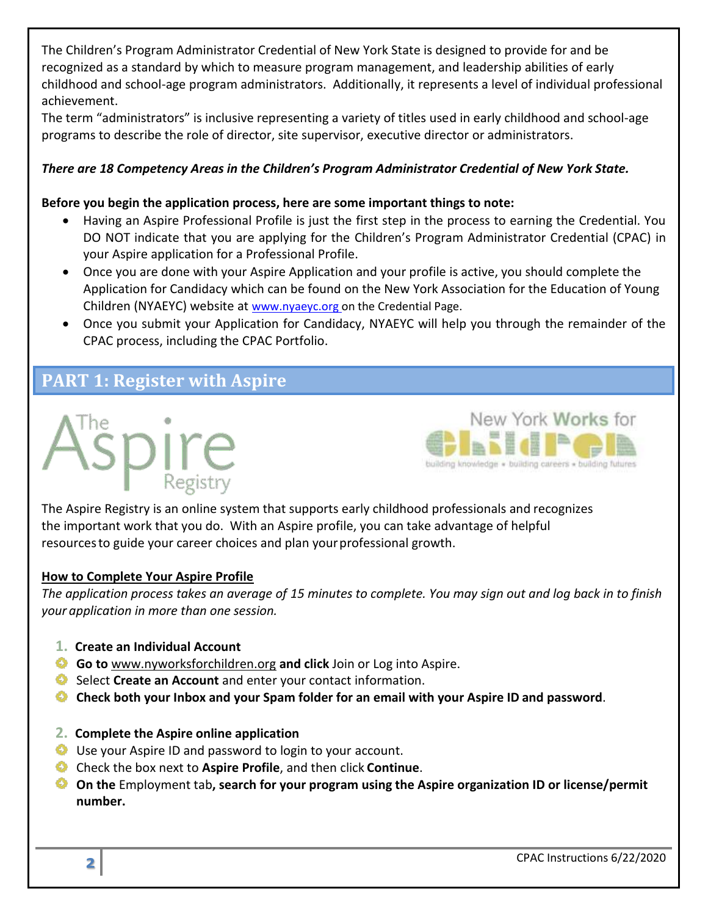The Children's Program Administrator Credential of New York State is designed to provide for and be recognized as a standard by which to measure program management, and leadership abilities of early childhood and school-age program administrators. Additionally, it represents a level of individual professional achievement.

The term "administrators" is inclusive representing a variety of titles used in early childhood and school-age programs to describe the role of director, site supervisor, executive director or administrators.

***There are 18 Competency Areas in the Children's Program Administrator Credential of New York State.***

**Before you begin the application process, here are some important things to note:**

- Having an Aspire Professional Profile is just the first step in the process to earning the Credential. You DO NOT indicate that you are applying for the Children's Program Administrator Credential (CPAC) in your Aspire application for a Professional Profile.
- Once you are done with your Aspire Application and your profile is active, you should complete the Application for Candidacy which can be found on the New York Association for the Education of Young Children (NYAEYC) website at www.nyaeyc.org on the Credential Page.
- Once you submit your Application for Candidacy, NYAEYC will help you through the remainder of the CPAC process, including the CPAC Portfolio.

## PART 1: Register with Aspire

The Aspire Registry is an online system that supports early childhood professionals and recognizes the important work that you do. With an Aspire profile, you can take advantage of helpful resources to guide your career choices and plan your professional growth.

### How to Complete Your Aspire Profile

*The application process takes an average of 15 minutes to complete. You may sign out and log back in to finish your application in more than one session.*

1. **Create an Individual Account**
   - **Go to** www.nyworksforchildren.org **and click** Join or Log into Aspire.
   - Select **Create an Account** and enter your contact information.
   - **Check both your Inbox and your Spam folder for an email with your Aspire ID and password**.

2. **Complete the Aspire online application**
   - Use your Aspire ID and password to login to your account.
   - Check the box next to **Aspire Profile**, and then click **Continue**.
   - **On the** Employment tab**, search for your program using the Aspire organization ID or license/permit number.**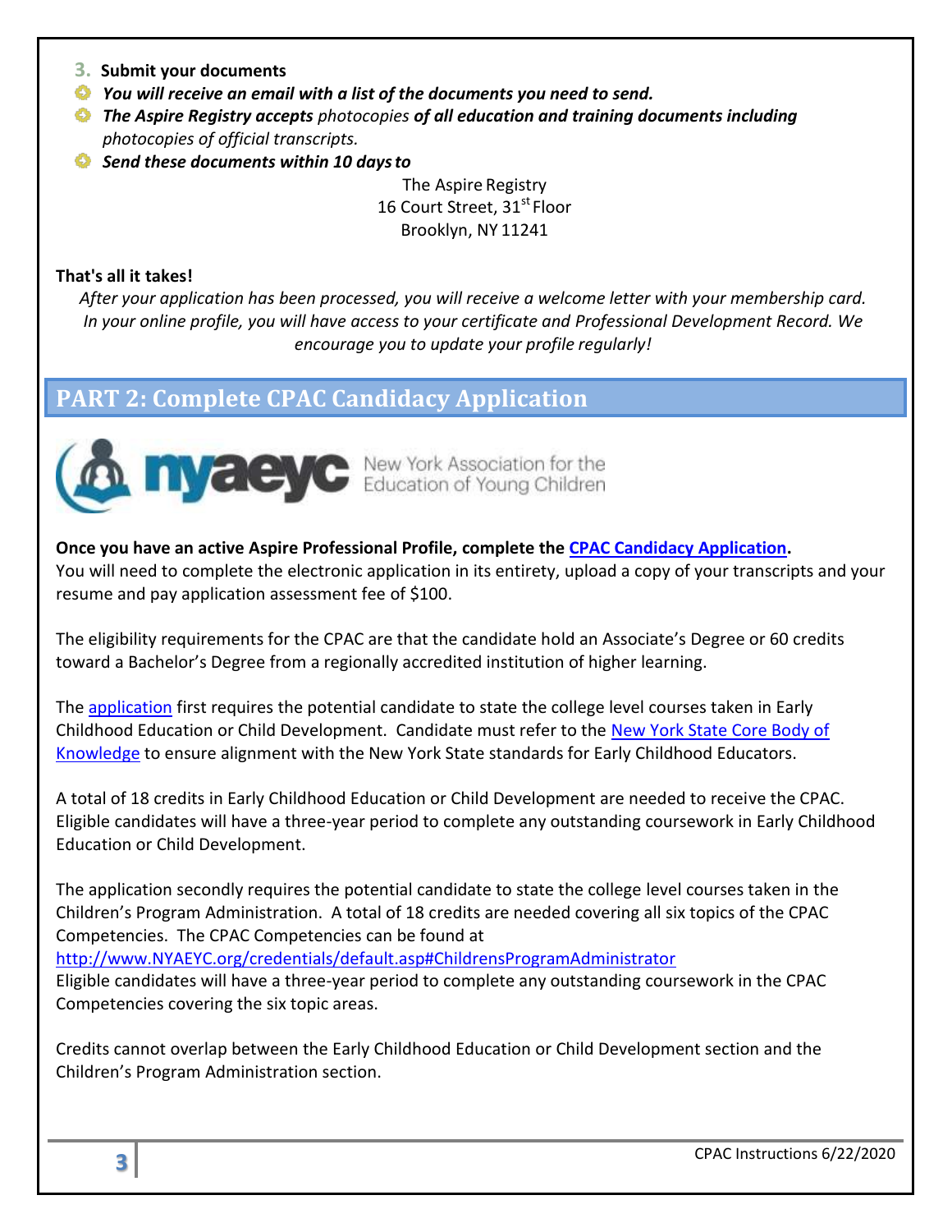3. **Submit your documents**

- ***You will receive an email with a list of the documents you need to send.***
- ***The Aspire Registry accepts*** *photocopies* ***of all education and training documents including*** *photocopies of official transcripts.*
- ***Send these documents within 10 days to***

The Aspire Registry
16 Court Street, 31st Floor
Brooklyn, NY 11241

**That's all it takes!**

*After your application has been processed, you will receive a welcome letter with your membership card. In your online profile, you will have access to your certificate and Professional Development Record. We encourage you to update your profile regularly!*

## PART 2: Complete CPAC Candidacy Application

nyaeyc New York Association for the Education of Young Children

**Once you have an active Aspire Professional Profile, complete the CPAC Candidacy Application.**
You will need to complete the electronic application in its entirety, upload a copy of your transcripts and your resume and pay application assessment fee of $100.

The eligibility requirements for the CPAC are that the candidate hold an Associate's Degree or 60 credits toward a Bachelor's Degree from a regionally accredited institution of higher learning.

The application first requires the potential candidate to state the college level courses taken in Early Childhood Education or Child Development. Candidate must refer to the New York State Core Body of Knowledge to ensure alignment with the New York State standards for Early Childhood Educators.

A total of 18 credits in Early Childhood Education or Child Development are needed to receive the CPAC. Eligible candidates will have a three-year period to complete any outstanding coursework in Early Childhood Education or Child Development.

The application secondly requires the potential candidate to state the college level courses taken in the Children's Program Administration. A total of 18 credits are needed covering all six topics of the CPAC Competencies. The CPAC Competencies can be found at
http://www.NYAEYC.org/credentials/default.asp#ChildrensProgramAdministrator
Eligible candidates will have a three-year period to complete any outstanding coursework in the CPAC Competencies covering the six topic areas.

Credits cannot overlap between the Early Childhood Education or Child Development section and the Children's Program Administration section.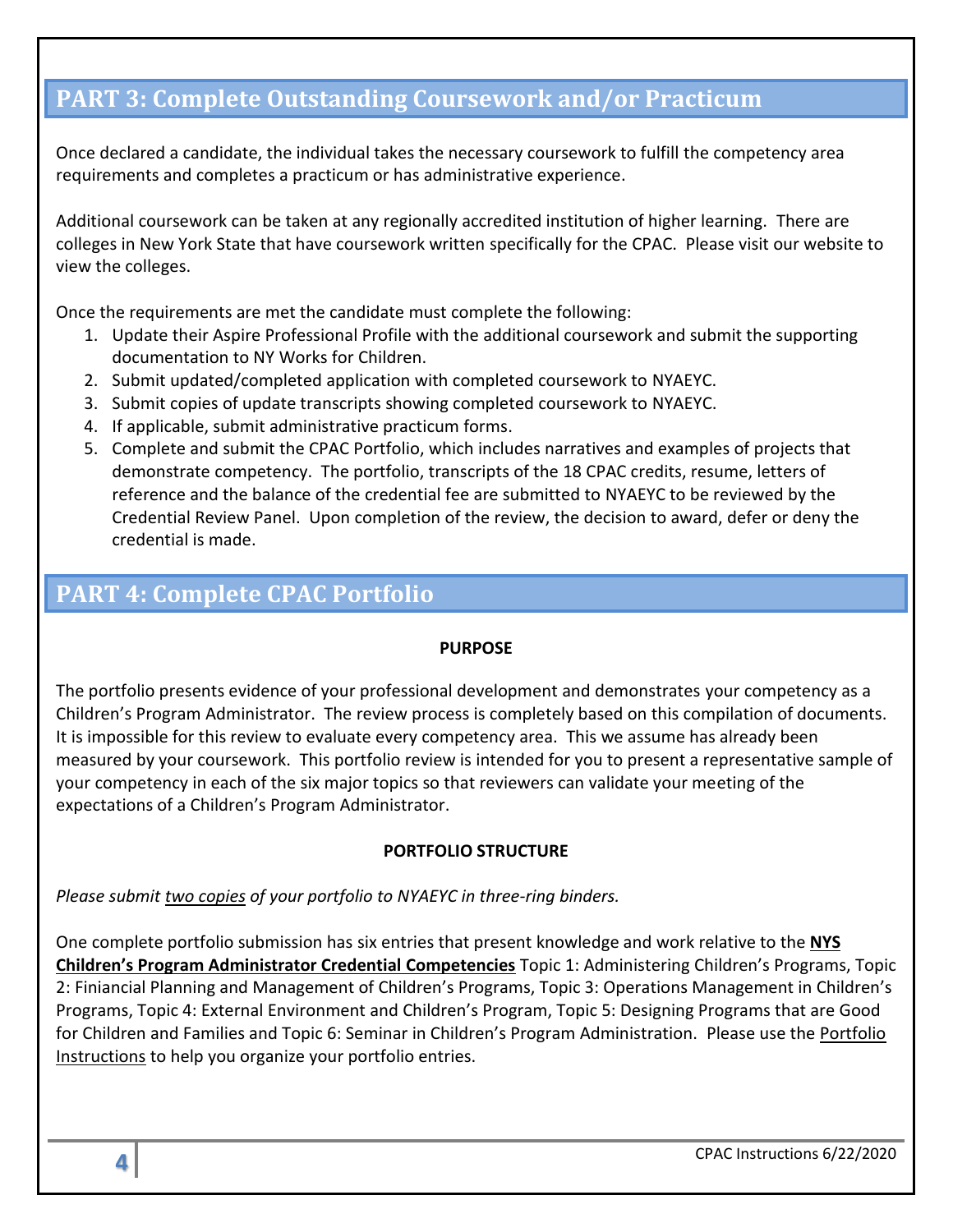## PART 3: Complete Outstanding Coursework and/or Practicum

Once declared a candidate, the individual takes the necessary coursework to fulfill the competency area requirements and completes a practicum or has administrative experience.

Additional coursework can be taken at any regionally accredited institution of higher learning. There are colleges in New York State that have coursework written specifically for the CPAC. Please visit our website to view the colleges.

Once the requirements are met the candidate must complete the following:

1. Update their Aspire Professional Profile with the additional coursework and submit the supporting documentation to NY Works for Children.
2. Submit updated/completed application with completed coursework to NYAEYC.
3. Submit copies of update transcripts showing completed coursework to NYAEYC.
4. If applicable, submit administrative practicum forms.
5. Complete and submit the CPAC Portfolio, which includes narratives and examples of projects that demonstrate competency. The portfolio, transcripts of the 18 CPAC credits, resume, letters of reference and the balance of the credential fee are submitted to NYAEYC to be reviewed by the Credential Review Panel. Upon completion of the review, the decision to award, defer or deny the credential is made.

## PART 4: Complete CPAC Portfolio

**PURPOSE**

The portfolio presents evidence of your professional development and demonstrates your competency as a Children's Program Administrator. The review process is completely based on this compilation of documents. It is impossible for this review to evaluate every competency area. This we assume has already been measured by your coursework. This portfolio review is intended for you to present a representative sample of your competency in each of the six major topics so that reviewers can validate your meeting of the expectations of a Children's Program Administrator.

**PORTFOLIO STRUCTURE**

*Please submit two copies of your portfolio to NYAEYC in three-ring binders.*

One complete portfolio submission has six entries that present knowledge and work relative to the **NYS Children's Program Administrator Credential Competencies** Topic 1: Administering Children's Programs, Topic 2: Finiancial Planning and Management of Children's Programs, Topic 3: Operations Management in Children's Programs, Topic 4: External Environment and Children's Program, Topic 5: Designing Programs that are Good for Children and Families and Topic 6: Seminar in Children's Program Administration. Please use the Portfolio Instructions to help you organize your portfolio entries.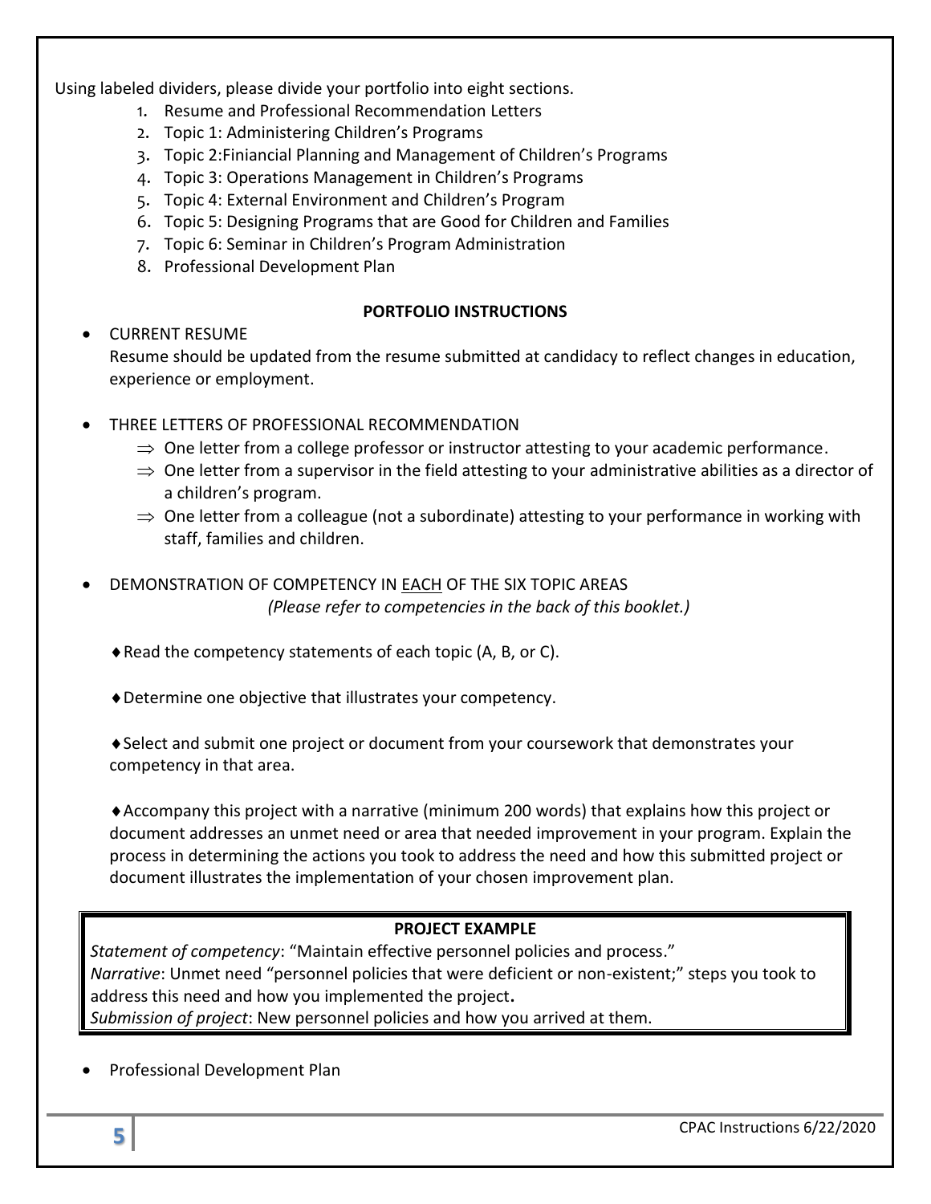Using labeled dividers, please divide your portfolio into eight sections.

1. Resume and Professional Recommendation Letters
2. Topic 1: Administering Children's Programs
3. Topic 2:Finiancial Planning and Management of Children's Programs
4. Topic 3: Operations Management in Children's Programs
5. Topic 4: External Environment and Children's Program
6. Topic 5: Designing Programs that are Good for Children and Families
7. Topic 6: Seminar in Children's Program Administration
8. Professional Development Plan

**PORTFOLIO INSTRUCTIONS**

- CURRENT RESUME
  Resume should be updated from the resume submitted at candidacy to reflect changes in education, experience or employment.

- THREE LETTERS OF PROFESSIONAL RECOMMENDATION
  - ⇒ One letter from a college professor or instructor attesting to your academic performance.
  - ⇒ One letter from a supervisor in the field attesting to your administrative abilities as a director of a children's program.
  - ⇒ One letter from a colleague (not a subordinate) attesting to your performance in working with staff, families and children.

- DEMONSTRATION OF COMPETENCY IN <u>EACH</u> OF THE SIX TOPIC AREAS
  *(Please refer to competencies in the back of this booklet.)*

  ♦ Read the competency statements of each topic (A, B, or C).

  ♦ Determine one objective that illustrates your competency.

  ♦ Select and submit one project or document from your coursework that demonstrates your competency in that area.

  ♦ Accompany this project with a narrative (minimum 200 words) that explains how this project or document addresses an unmet need or area that needed improvement in your program. Explain the process in determining the actions you took to address the need and how this submitted project or document illustrates the implementation of your chosen improvement plan.

> **PROJECT EXAMPLE**
>
> *Statement of competency*: "Maintain effective personnel policies and process."
> *Narrative*: Unmet need "personnel policies that were deficient or non-existent;" steps you took to address this need and how you implemented the project**.**
> *Submission of project*: New personnel policies and how you arrived at them.

- Professional Development Plan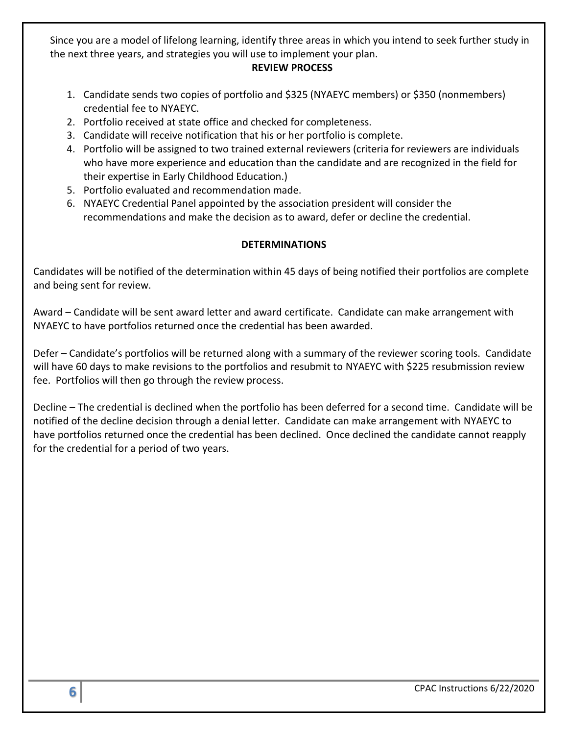Since you are a model of lifelong learning, identify three areas in which you intend to seek further study in the next three years, and strategies you will use to implement your plan.

**REVIEW PROCESS**

1. Candidate sends two copies of portfolio and $325 (NYAEYC members) or $350 (nonmembers) credential fee to NYAEYC.
2. Portfolio received at state office and checked for completeness.
3. Candidate will receive notification that his or her portfolio is complete.
4. Portfolio will be assigned to two trained external reviewers (criteria for reviewers are individuals who have more experience and education than the candidate and are recognized in the field for their expertise in Early Childhood Education.)
5. Portfolio evaluated and recommendation made.
6. NYAEYC Credential Panel appointed by the association president will consider the recommendations and make the decision as to award, defer or decline the credential.

**DETERMINATIONS**

Candidates will be notified of the determination within 45 days of being notified their portfolios are complete and being sent for review.

Award – Candidate will be sent award letter and award certificate. Candidate can make arrangement with NYAEYC to have portfolios returned once the credential has been awarded.

Defer – Candidate's portfolios will be returned along with a summary of the reviewer scoring tools. Candidate will have 60 days to make revisions to the portfolios and resubmit to NYAEYC with $225 resubmission review fee. Portfolios will then go through the review process.

Decline – The credential is declined when the portfolio has been deferred for a second time. Candidate will be notified of the decline decision through a denial letter. Candidate can make arrangement with NYAEYC to have portfolios returned once the credential has been declined. Once declined the candidate cannot reapply for the credential for a period of two years.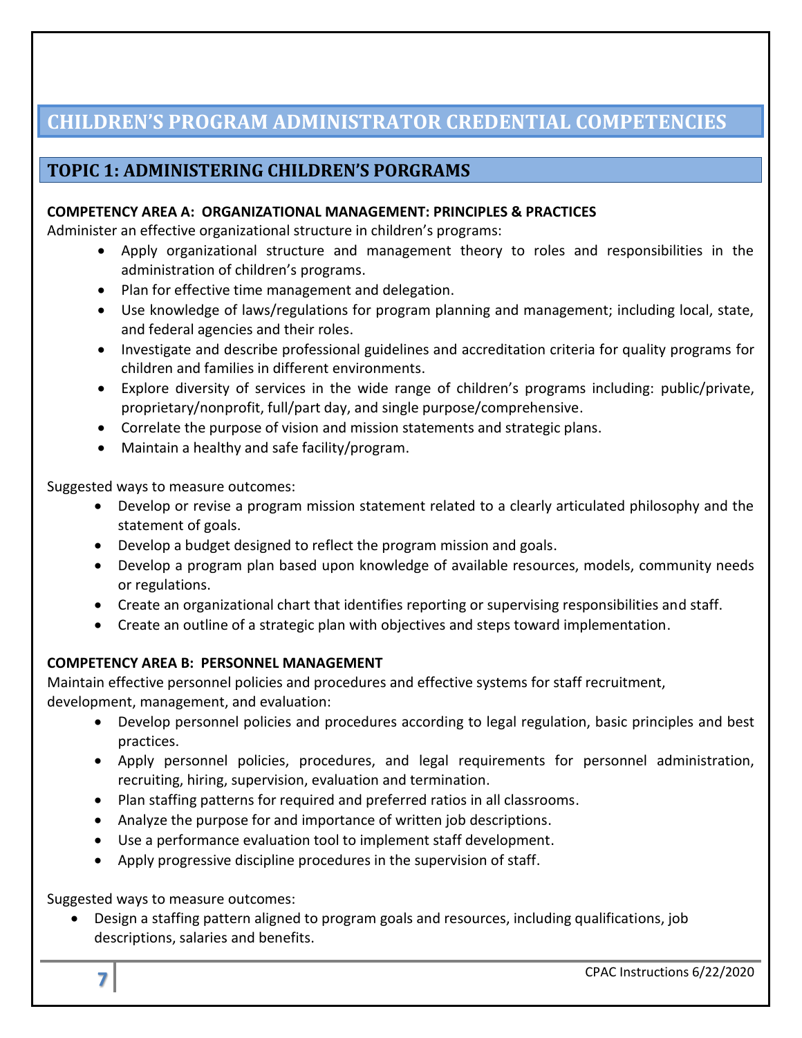# CHILDREN'S PROGRAM ADMINISTRATOR CREDENTIAL COMPETENCIES

## TOPIC 1: ADMINISTERING CHILDREN'S PORGRAMS

### COMPETENCY AREA A: ORGANIZATIONAL MANAGEMENT: PRINCIPLES & PRACTICES

Administer an effective organizational structure in children's programs:

- Apply organizational structure and management theory to roles and responsibilities in the administration of children's programs.
- Plan for effective time management and delegation.
- Use knowledge of laws/regulations for program planning and management; including local, state, and federal agencies and their roles.
- Investigate and describe professional guidelines and accreditation criteria for quality programs for children and families in different environments.
- Explore diversity of services in the wide range of children's programs including: public/private, proprietary/nonprofit, full/part day, and single purpose/comprehensive.
- Correlate the purpose of vision and mission statements and strategic plans.
- Maintain a healthy and safe facility/program.

Suggested ways to measure outcomes:

- Develop or revise a program mission statement related to a clearly articulated philosophy and the statement of goals.
- Develop a budget designed to reflect the program mission and goals.
- Develop a program plan based upon knowledge of available resources, models, community needs or regulations.
- Create an organizational chart that identifies reporting or supervising responsibilities and staff.
- Create an outline of a strategic plan with objectives and steps toward implementation.

### COMPETENCY AREA B: PERSONNEL MANAGEMENT

Maintain effective personnel policies and procedures and effective systems for staff recruitment, development, management, and evaluation:

- Develop personnel policies and procedures according to legal regulation, basic principles and best practices.
- Apply personnel policies, procedures, and legal requirements for personnel administration, recruiting, hiring, supervision, evaluation and termination.
- Plan staffing patterns for required and preferred ratios in all classrooms.
- Analyze the purpose for and importance of written job descriptions.
- Use a performance evaluation tool to implement staff development.
- Apply progressive discipline procedures in the supervision of staff.

Suggested ways to measure outcomes:

- Design a staffing pattern aligned to program goals and resources, including qualifications, job descriptions, salaries and benefits.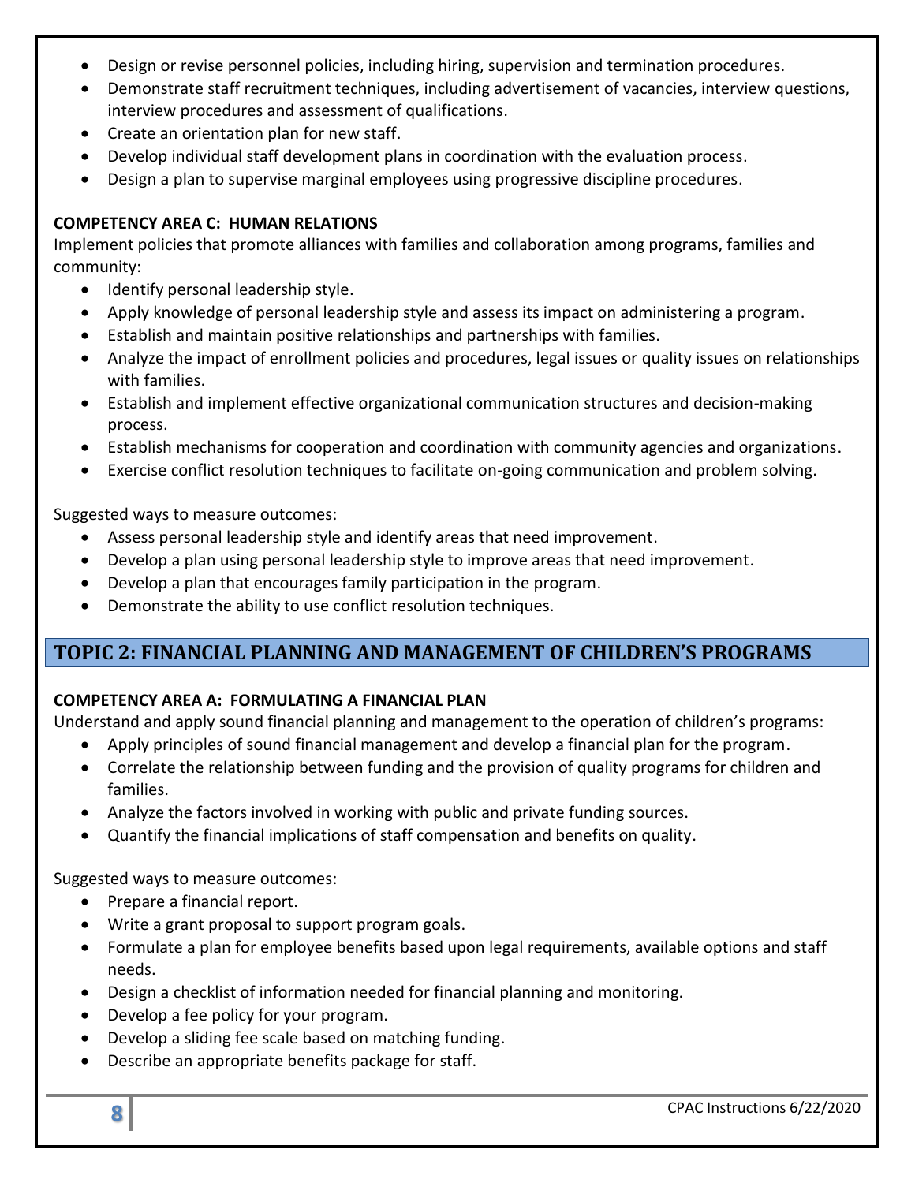- Design or revise personnel policies, including hiring, supervision and termination procedures.
- Demonstrate staff recruitment techniques, including advertisement of vacancies, interview questions, interview procedures and assessment of qualifications.
- Create an orientation plan for new staff.
- Develop individual staff development plans in coordination with the evaluation process.
- Design a plan to supervise marginal employees using progressive discipline procedures.

**COMPETENCY AREA C: HUMAN RELATIONS**

Implement policies that promote alliances with families and collaboration among programs, families and community:

- Identify personal leadership style.
- Apply knowledge of personal leadership style and assess its impact on administering a program.
- Establish and maintain positive relationships and partnerships with families.
- Analyze the impact of enrollment policies and procedures, legal issues or quality issues on relationships with families.
- Establish and implement effective organizational communication structures and decision-making process.
- Establish mechanisms for cooperation and coordination with community agencies and organizations.
- Exercise conflict resolution techniques to facilitate on-going communication and problem solving.

Suggested ways to measure outcomes:

- Assess personal leadership style and identify areas that need improvement.
- Develop a plan using personal leadership style to improve areas that need improvement.
- Develop a plan that encourages family participation in the program.
- Demonstrate the ability to use conflict resolution techniques.

## TOPIC 2: FINANCIAL PLANNING AND MANAGEMENT OF CHILDREN'S PROGRAMS

**COMPETENCY AREA A: FORMULATING A FINANCIAL PLAN**

Understand and apply sound financial planning and management to the operation of children's programs:

- Apply principles of sound financial management and develop a financial plan for the program.
- Correlate the relationship between funding and the provision of quality programs for children and families.
- Analyze the factors involved in working with public and private funding sources.
- Quantify the financial implications of staff compensation and benefits on quality.

Suggested ways to measure outcomes:

- Prepare a financial report.
- Write a grant proposal to support program goals.
- Formulate a plan for employee benefits based upon legal requirements, available options and staff needs.
- Design a checklist of information needed for financial planning and monitoring.
- Develop a fee policy for your program.
- Develop a sliding fee scale based on matching funding.
- Describe an appropriate benefits package for staff.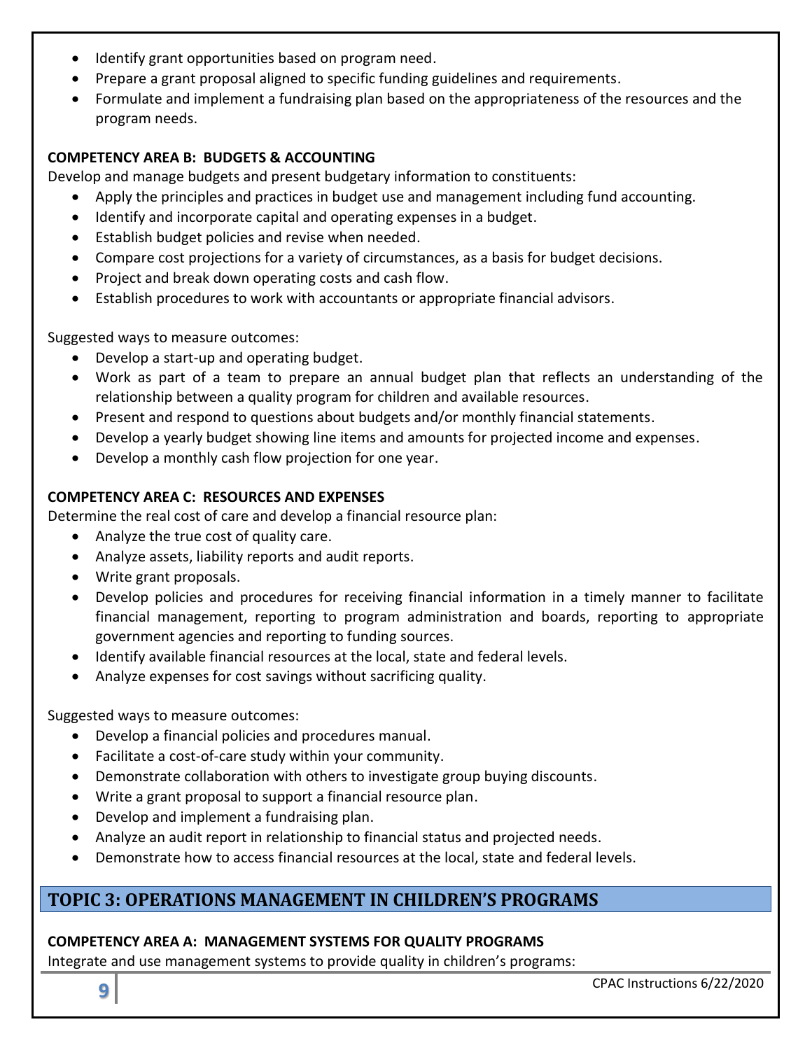- Identify grant opportunities based on program need.
- Prepare a grant proposal aligned to specific funding guidelines and requirements.
- Formulate and implement a fundraising plan based on the appropriateness of the resources and the program needs.

**COMPETENCY AREA B: BUDGETS & ACCOUNTING**

Develop and manage budgets and present budgetary information to constituents:

- Apply the principles and practices in budget use and management including fund accounting.
- Identify and incorporate capital and operating expenses in a budget.
- Establish budget policies and revise when needed.
- Compare cost projections for a variety of circumstances, as a basis for budget decisions.
- Project and break down operating costs and cash flow.
- Establish procedures to work with accountants or appropriate financial advisors.

Suggested ways to measure outcomes:

- Develop a start-up and operating budget.
- Work as part of a team to prepare an annual budget plan that reflects an understanding of the relationship between a quality program for children and available resources.
- Present and respond to questions about budgets and/or monthly financial statements.
- Develop a yearly budget showing line items and amounts for projected income and expenses.
- Develop a monthly cash flow projection for one year.

**COMPETENCY AREA C: RESOURCES AND EXPENSES**

Determine the real cost of care and develop a financial resource plan:

- Analyze the true cost of quality care.
- Analyze assets, liability reports and audit reports.
- Write grant proposals.
- Develop policies and procedures for receiving financial information in a timely manner to facilitate financial management, reporting to program administration and boards, reporting to appropriate government agencies and reporting to funding sources.
- Identify available financial resources at the local, state and federal levels.
- Analyze expenses for cost savings without sacrificing quality.

Suggested ways to measure outcomes:

- Develop a financial policies and procedures manual.
- Facilitate a cost-of-care study within your community.
- Demonstrate collaboration with others to investigate group buying discounts.
- Write a grant proposal to support a financial resource plan.
- Develop and implement a fundraising plan.
- Analyze an audit report in relationship to financial status and projected needs.
- Demonstrate how to access financial resources at the local, state and federal levels.

## TOPIC 3: OPERATIONS MANAGEMENT IN CHILDREN'S PROGRAMS

**COMPETENCY AREA A: MANAGEMENT SYSTEMS FOR QUALITY PROGRAMS**

Integrate and use management systems to provide quality in children's programs: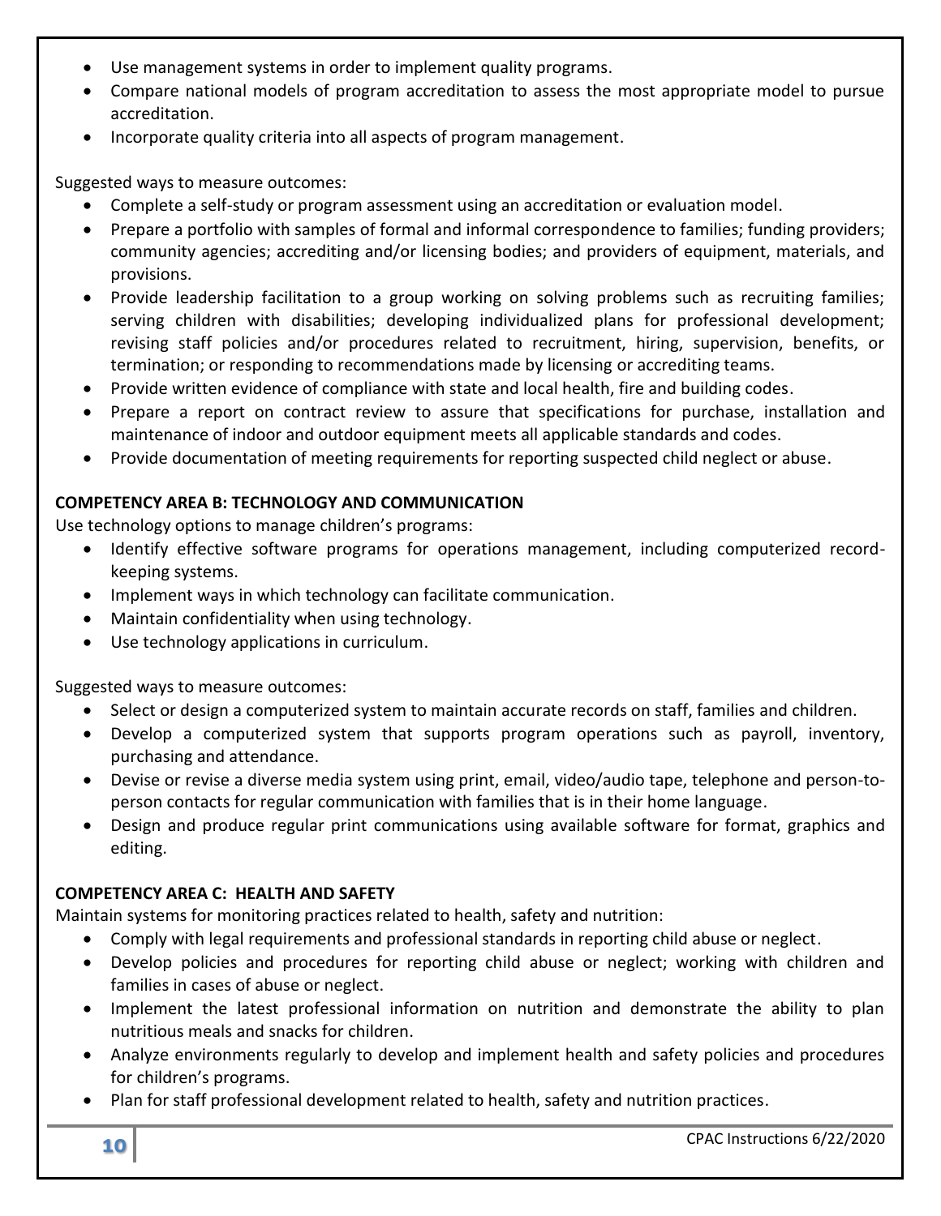- Use management systems in order to implement quality programs.
- Compare national models of program accreditation to assess the most appropriate model to pursue accreditation.
- Incorporate quality criteria into all aspects of program management.

Suggested ways to measure outcomes:

- Complete a self-study or program assessment using an accreditation or evaluation model.
- Prepare a portfolio with samples of formal and informal correspondence to families; funding providers; community agencies; accrediting and/or licensing bodies; and providers of equipment, materials, and provisions.
- Provide leadership facilitation to a group working on solving problems such as recruiting families; serving children with disabilities; developing individualized plans for professional development; revising staff policies and/or procedures related to recruitment, hiring, supervision, benefits, or termination; or responding to recommendations made by licensing or accrediting teams.
- Provide written evidence of compliance with state and local health, fire and building codes.
- Prepare a report on contract review to assure that specifications for purchase, installation and maintenance of indoor and outdoor equipment meets all applicable standards and codes.
- Provide documentation of meeting requirements for reporting suspected child neglect or abuse.

**COMPETENCY AREA B: TECHNOLOGY AND COMMUNICATION**

Use technology options to manage children's programs:

- Identify effective software programs for operations management, including computerized record-keeping systems.
- Implement ways in which technology can facilitate communication.
- Maintain confidentiality when using technology.
- Use technology applications in curriculum.

Suggested ways to measure outcomes:

- Select or design a computerized system to maintain accurate records on staff, families and children.
- Develop a computerized system that supports program operations such as payroll, inventory, purchasing and attendance.
- Devise or revise a diverse media system using print, email, video/audio tape, telephone and person-to-person contacts for regular communication with families that is in their home language.
- Design and produce regular print communications using available software for format, graphics and editing.

**COMPETENCY AREA C: HEALTH AND SAFETY**

Maintain systems for monitoring practices related to health, safety and nutrition:

- Comply with legal requirements and professional standards in reporting child abuse or neglect.
- Develop policies and procedures for reporting child abuse or neglect; working with children and families in cases of abuse or neglect.
- Implement the latest professional information on nutrition and demonstrate the ability to plan nutritious meals and snacks for children.
- Analyze environments regularly to develop and implement health and safety policies and procedures for children's programs.
- Plan for staff professional development related to health, safety and nutrition practices.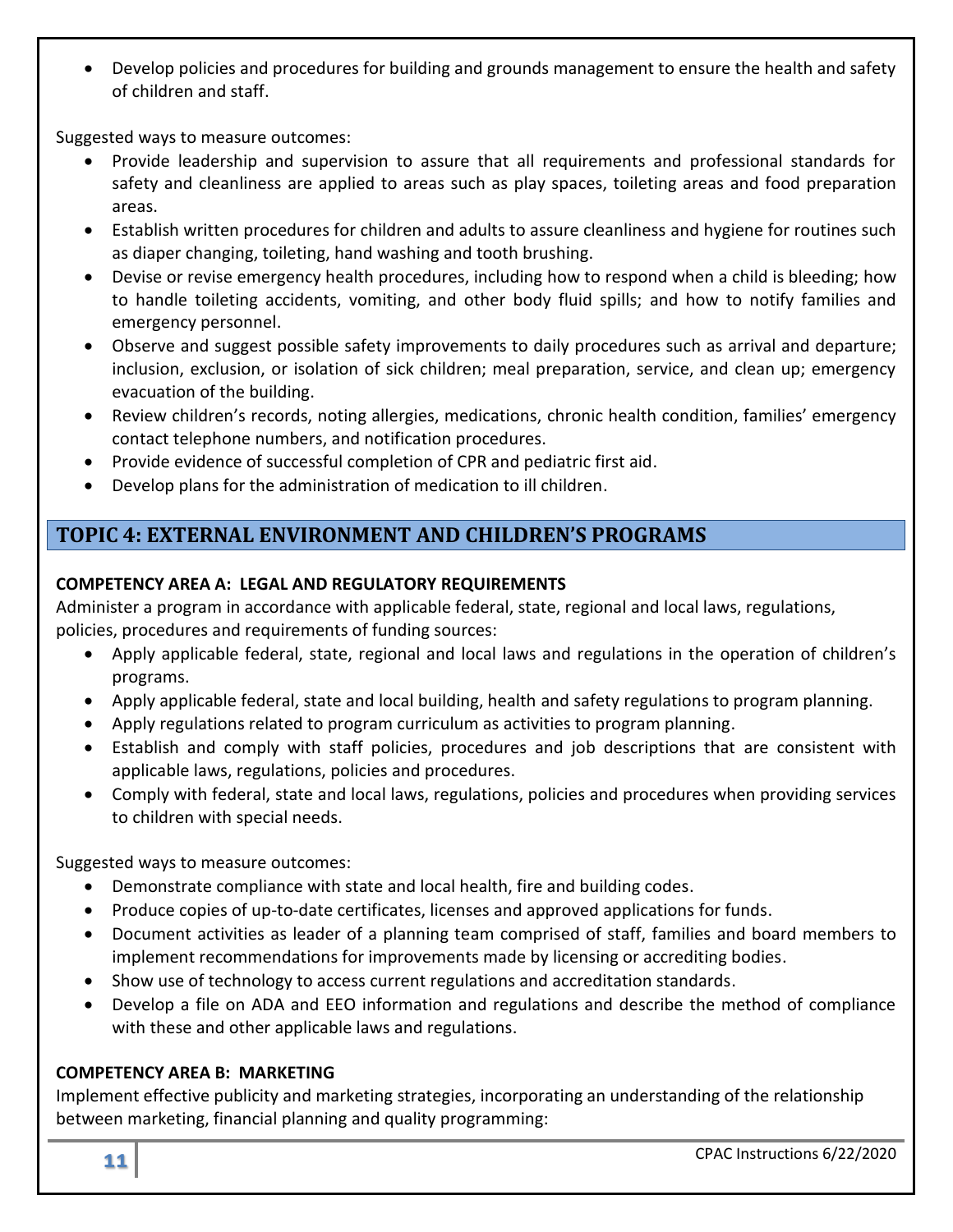- Develop policies and procedures for building and grounds management to ensure the health and safety of children and staff.

Suggested ways to measure outcomes:

- Provide leadership and supervision to assure that all requirements and professional standards for safety and cleanliness are applied to areas such as play spaces, toileting areas and food preparation areas.
- Establish written procedures for children and adults to assure cleanliness and hygiene for routines such as diaper changing, toileting, hand washing and tooth brushing.
- Devise or revise emergency health procedures, including how to respond when a child is bleeding; how to handle toileting accidents, vomiting, and other body fluid spills; and how to notify families and emergency personnel.
- Observe and suggest possible safety improvements to daily procedures such as arrival and departure; inclusion, exclusion, or isolation of sick children; meal preparation, service, and clean up; emergency evacuation of the building.
- Review children's records, noting allergies, medications, chronic health condition, families' emergency contact telephone numbers, and notification procedures.
- Provide evidence of successful completion of CPR and pediatric first aid.
- Develop plans for the administration of medication to ill children.

## TOPIC 4: EXTERNAL ENVIRONMENT AND CHILDREN'S PROGRAMS

### COMPETENCY AREA A: LEGAL AND REGULATORY REQUIREMENTS

Administer a program in accordance with applicable federal, state, regional and local laws, regulations, policies, procedures and requirements of funding sources:

- Apply applicable federal, state, regional and local laws and regulations in the operation of children's programs.
- Apply applicable federal, state and local building, health and safety regulations to program planning.
- Apply regulations related to program curriculum as activities to program planning.
- Establish and comply with staff policies, procedures and job descriptions that are consistent with applicable laws, regulations, policies and procedures.
- Comply with federal, state and local laws, regulations, policies and procedures when providing services to children with special needs.

Suggested ways to measure outcomes:

- Demonstrate compliance with state and local health, fire and building codes.
- Produce copies of up-to-date certificates, licenses and approved applications for funds.
- Document activities as leader of a planning team comprised of staff, families and board members to implement recommendations for improvements made by licensing or accrediting bodies.
- Show use of technology to access current regulations and accreditation standards.
- Develop a file on ADA and EEO information and regulations and describe the method of compliance with these and other applicable laws and regulations.

### COMPETENCY AREA B: MARKETING

Implement effective publicity and marketing strategies, incorporating an understanding of the relationship between marketing, financial planning and quality programming: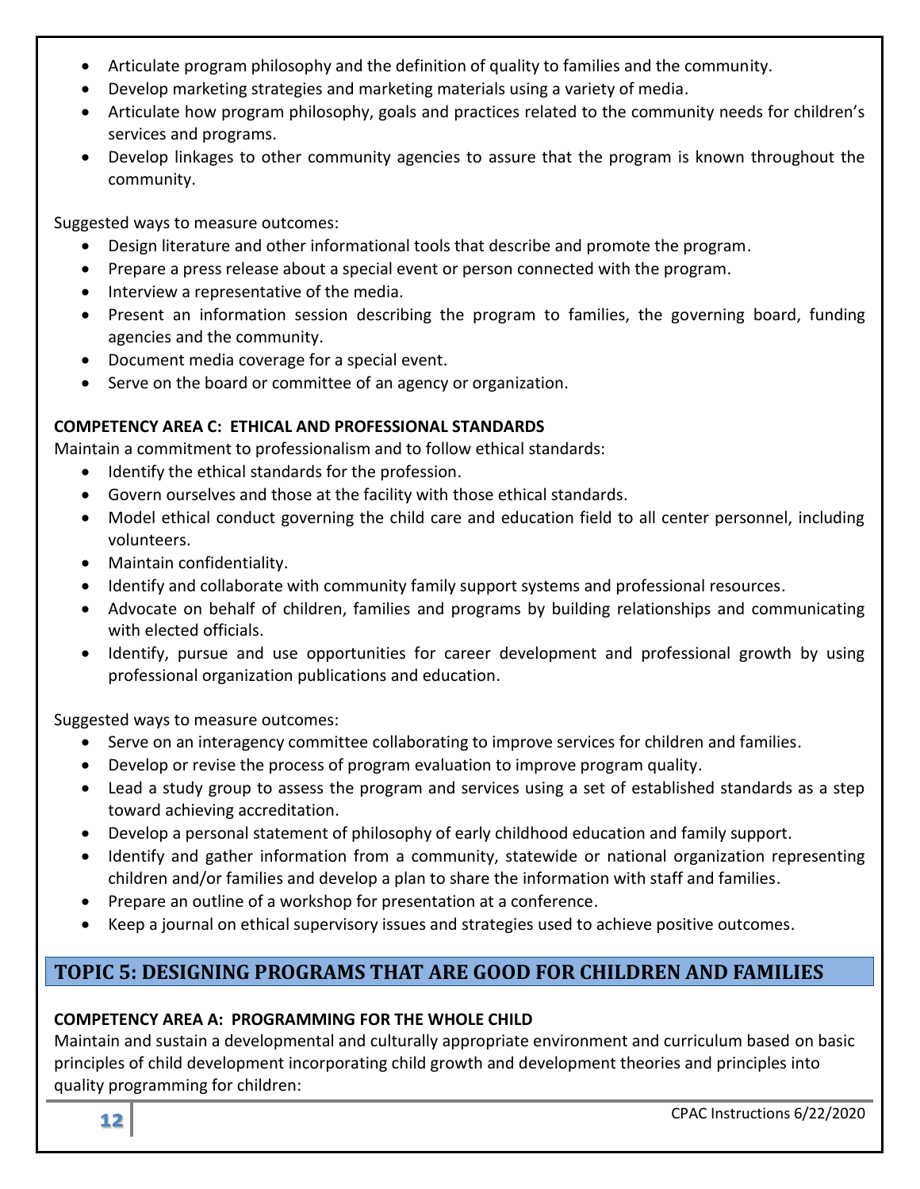- Articulate program philosophy and the definition of quality to families and the community.
- Develop marketing strategies and marketing materials using a variety of media.
- Articulate how program philosophy, goals and practices related to the community needs for children's services and programs.
- Develop linkages to other community agencies to assure that the program is known throughout the community.

Suggested ways to measure outcomes:

- Design literature and other informational tools that describe and promote the program.
- Prepare a press release about a special event or person connected with the program.
- Interview a representative of the media.
- Present an information session describing the program to families, the governing board, funding agencies and the community.
- Document media coverage for a special event.
- Serve on the board or committee of an agency or organization.

**COMPETENCY AREA C: ETHICAL AND PROFESSIONAL STANDARDS**

Maintain a commitment to professionalism and to follow ethical standards:

- Identify the ethical standards for the profession.
- Govern ourselves and those at the facility with those ethical standards.
- Model ethical conduct governing the child care and education field to all center personnel, including volunteers.
- Maintain confidentiality.
- Identify and collaborate with community family support systems and professional resources.
- Advocate on behalf of children, families and programs by building relationships and communicating with elected officials.
- Identify, pursue and use opportunities for career development and professional growth by using professional organization publications and education.

Suggested ways to measure outcomes:

- Serve on an interagency committee collaborating to improve services for children and families.
- Develop or revise the process of program evaluation to improve program quality.
- Lead a study group to assess the program and services using a set of established standards as a step toward achieving accreditation.
- Develop a personal statement of philosophy of early childhood education and family support.
- Identify and gather information from a community, statewide or national organization representing children and/or families and develop a plan to share the information with staff and families.
- Prepare an outline of a workshop for presentation at a conference.
- Keep a journal on ethical supervisory issues and strategies used to achieve positive outcomes.

## TOPIC 5: DESIGNING PROGRAMS THAT ARE GOOD FOR CHILDREN AND FAMILIES

**COMPETENCY AREA A: PROGRAMMING FOR THE WHOLE CHILD**

Maintain and sustain a developmental and culturally appropriate environment and curriculum based on basic principles of child development incorporating child growth and development theories and principles into quality programming for children: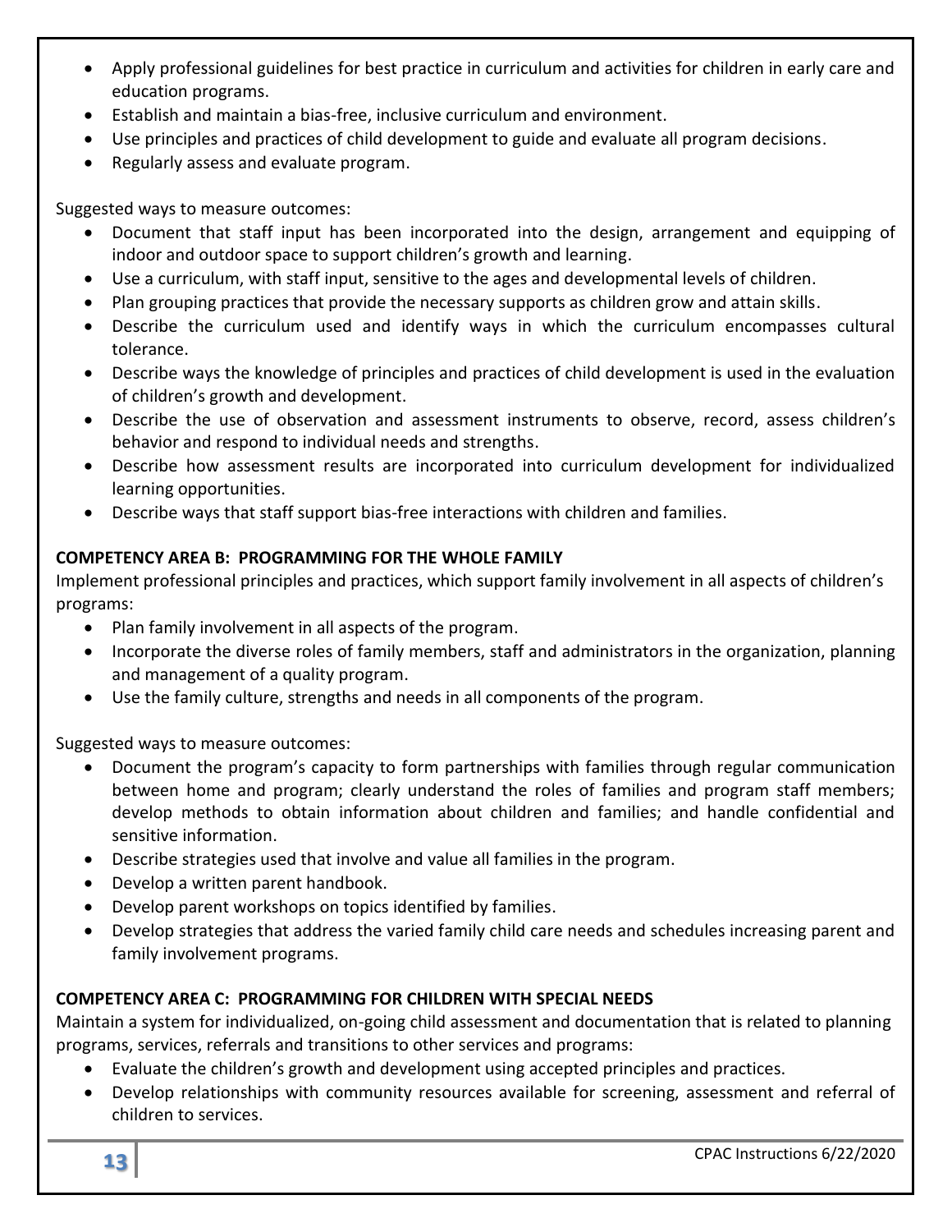- Apply professional guidelines for best practice in curriculum and activities for children in early care and education programs.
- Establish and maintain a bias-free, inclusive curriculum and environment.
- Use principles and practices of child development to guide and evaluate all program decisions.
- Regularly assess and evaluate program.

Suggested ways to measure outcomes:

- Document that staff input has been incorporated into the design, arrangement and equipping of indoor and outdoor space to support children's growth and learning.
- Use a curriculum, with staff input, sensitive to the ages and developmental levels of children.
- Plan grouping practices that provide the necessary supports as children grow and attain skills.
- Describe the curriculum used and identify ways in which the curriculum encompasses cultural tolerance.
- Describe ways the knowledge of principles and practices of child development is used in the evaluation of children's growth and development.
- Describe the use of observation and assessment instruments to observe, record, assess children's behavior and respond to individual needs and strengths.
- Describe how assessment results are incorporated into curriculum development for individualized learning opportunities.
- Describe ways that staff support bias-free interactions with children and families.

**COMPETENCY AREA B: PROGRAMMING FOR THE WHOLE FAMILY**

Implement professional principles and practices, which support family involvement in all aspects of children's programs:

- Plan family involvement in all aspects of the program.
- Incorporate the diverse roles of family members, staff and administrators in the organization, planning and management of a quality program.
- Use the family culture, strengths and needs in all components of the program.

Suggested ways to measure outcomes:

- Document the program's capacity to form partnerships with families through regular communication between home and program; clearly understand the roles of families and program staff members; develop methods to obtain information about children and families; and handle confidential and sensitive information.
- Describe strategies used that involve and value all families in the program.
- Develop a written parent handbook.
- Develop parent workshops on topics identified by families.
- Develop strategies that address the varied family child care needs and schedules increasing parent and family involvement programs.

**COMPETENCY AREA C: PROGRAMMING FOR CHILDREN WITH SPECIAL NEEDS**

Maintain a system for individualized, on-going child assessment and documentation that is related to planning programs, services, referrals and transitions to other services and programs:

- Evaluate the children's growth and development using accepted principles and practices.
- Develop relationships with community resources available for screening, assessment and referral of children to services.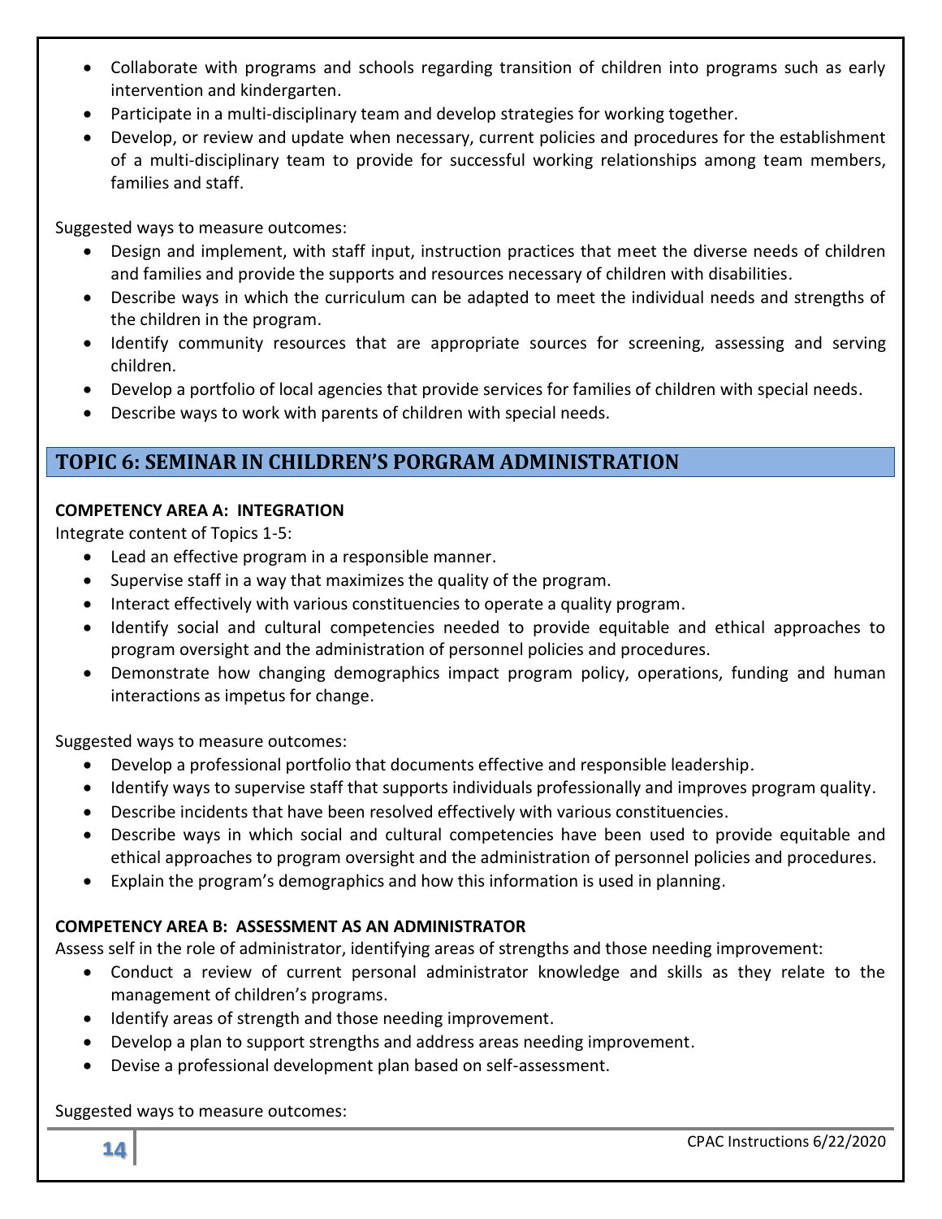- Collaborate with programs and schools regarding transition of children into programs such as early intervention and kindergarten.
- Participate in a multi-disciplinary team and develop strategies for working together.
- Develop, or review and update when necessary, current policies and procedures for the establishment of a multi-disciplinary team to provide for successful working relationships among team members, families and staff.

Suggested ways to measure outcomes:

- Design and implement, with staff input, instruction practices that meet the diverse needs of children and families and provide the supports and resources necessary of children with disabilities.
- Describe ways in which the curriculum can be adapted to meet the individual needs and strengths of the children in the program.
- Identify community resources that are appropriate sources for screening, assessing and serving children.
- Develop a portfolio of local agencies that provide services for families of children with special needs.
- Describe ways to work with parents of children with special needs.

## TOPIC 6: SEMINAR IN CHILDREN'S PORGRAM ADMINISTRATION

**COMPETENCY AREA A: INTEGRATION**

Integrate content of Topics 1-5:

- Lead an effective program in a responsible manner.
- Supervise staff in a way that maximizes the quality of the program.
- Interact effectively with various constituencies to operate a quality program.
- Identify social and cultural competencies needed to provide equitable and ethical approaches to program oversight and the administration of personnel policies and procedures.
- Demonstrate how changing demographics impact program policy, operations, funding and human interactions as impetus for change.

Suggested ways to measure outcomes:

- Develop a professional portfolio that documents effective and responsible leadership.
- Identify ways to supervise staff that supports individuals professionally and improves program quality.
- Describe incidents that have been resolved effectively with various constituencies.
- Describe ways in which social and cultural competencies have been used to provide equitable and ethical approaches to program oversight and the administration of personnel policies and procedures.
- Explain the program's demographics and how this information is used in planning.

**COMPETENCY AREA B: ASSESSMENT AS AN ADMINISTRATOR**

Assess self in the role of administrator, identifying areas of strengths and those needing improvement:

- Conduct a review of current personal administrator knowledge and skills as they relate to the management of children's programs.
- Identify areas of strength and those needing improvement.
- Develop a plan to support strengths and address areas needing improvement.
- Devise a professional development plan based on self-assessment.

Suggested ways to measure outcomes: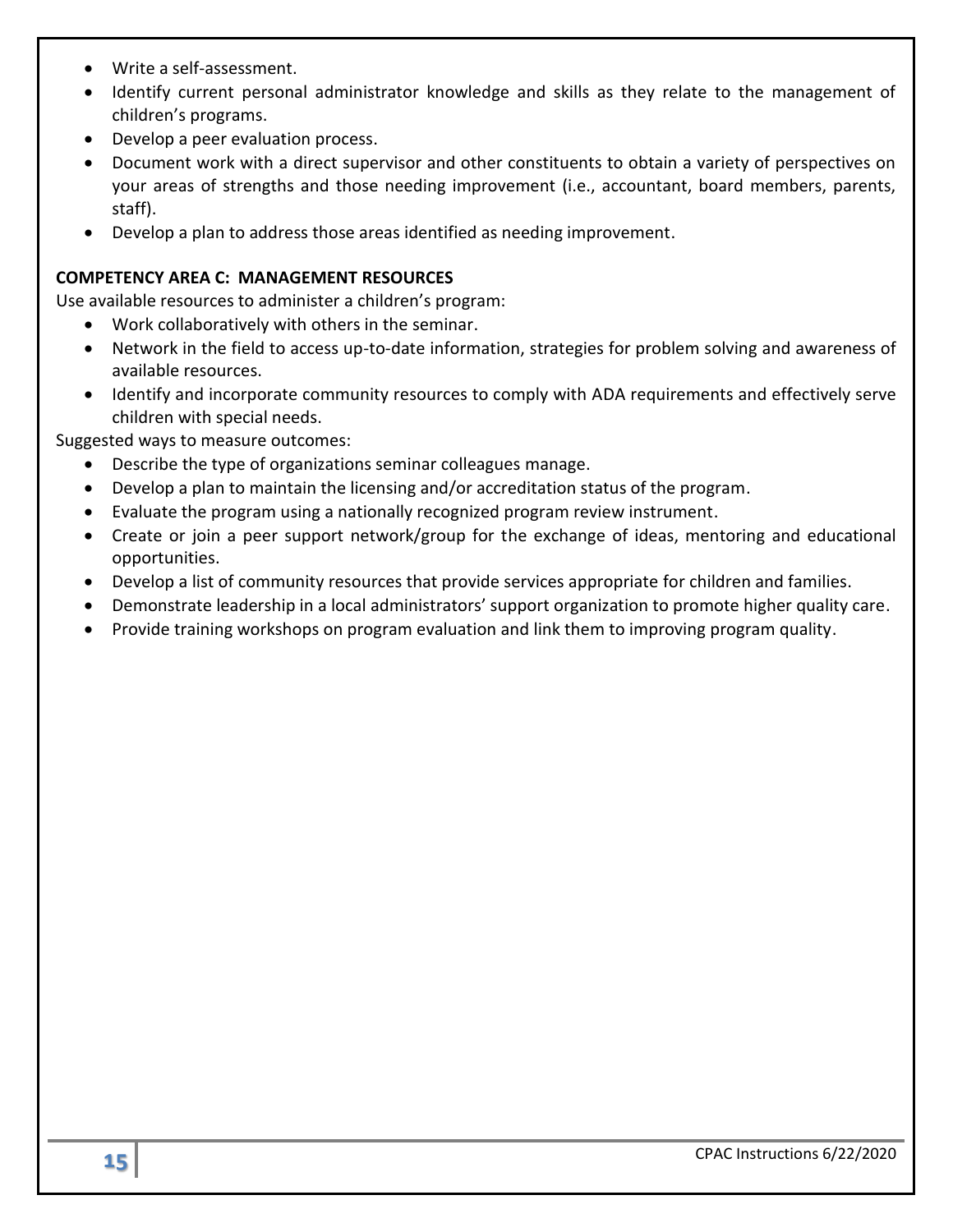- Write a self-assessment.
- Identify current personal administrator knowledge and skills as they relate to the management of children's programs.
- Develop a peer evaluation process.
- Document work with a direct supervisor and other constituents to obtain a variety of perspectives on your areas of strengths and those needing improvement (i.e., accountant, board members, parents, staff).
- Develop a plan to address those areas identified as needing improvement.

**COMPETENCY AREA C: MANAGEMENT RESOURCES**

Use available resources to administer a children's program:

- Work collaboratively with others in the seminar.
- Network in the field to access up-to-date information, strategies for problem solving and awareness of available resources.
- Identify and incorporate community resources to comply with ADA requirements and effectively serve children with special needs.

Suggested ways to measure outcomes:

- Describe the type of organizations seminar colleagues manage.
- Develop a plan to maintain the licensing and/or accreditation status of the program.
- Evaluate the program using a nationally recognized program review instrument.
- Create or join a peer support network/group for the exchange of ideas, mentoring and educational opportunities.
- Develop a list of community resources that provide services appropriate for children and families.
- Demonstrate leadership in a local administrators' support organization to promote higher quality care.
- Provide training workshops on program evaluation and link them to improving program quality.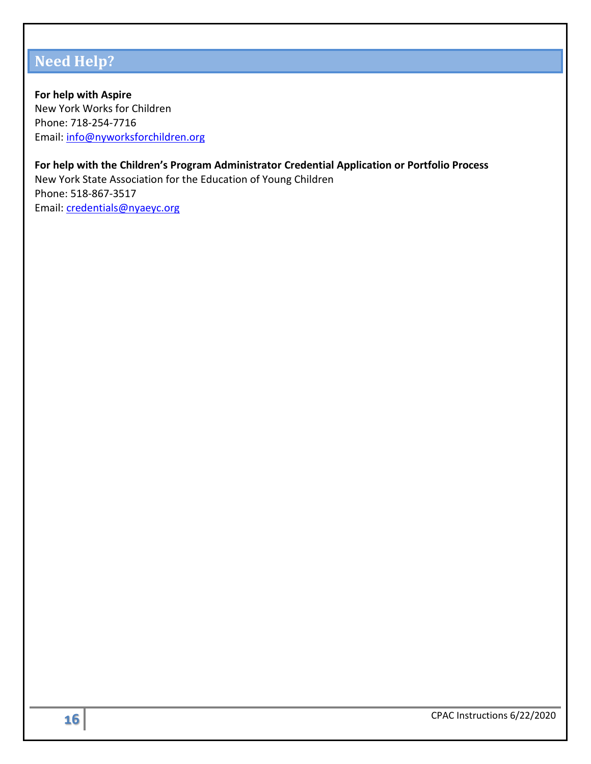## Need Help?

**For help with Aspire**
New York Works for Children
Phone: 718-254-7716
Email: info@nyworksforchildren.org

**For help with the Children's Program Administrator Credential Application or Portfolio Process**
New York State Association for the Education of Young Children
Phone: 518-867-3517
Email: credentials@nyaeyc.org